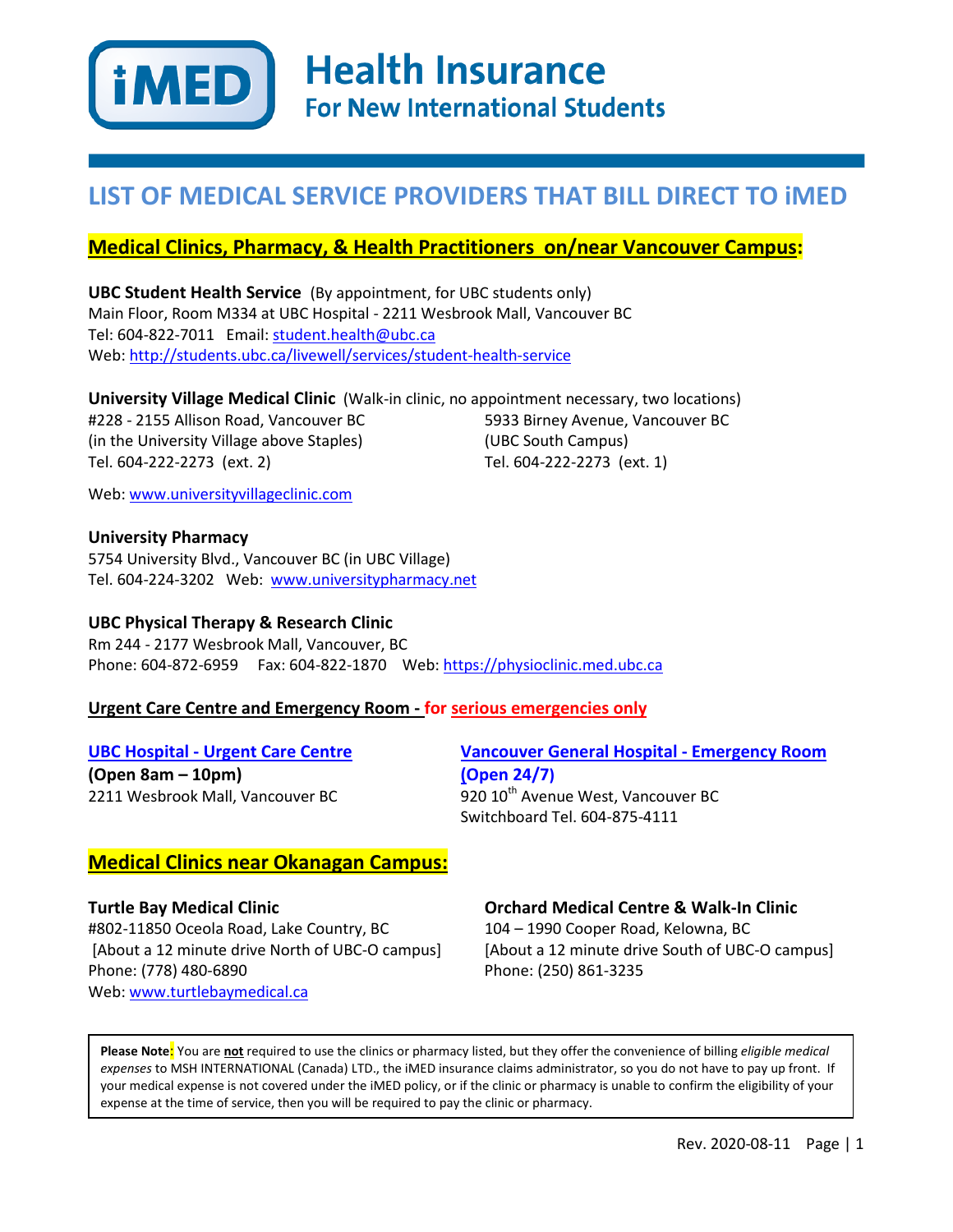# iMED Health Insurance For New International Students

## LIST OF MEDICAL SERVICE PROVIDERS THAT BILL DIRECT TO iMED

### Medical Clinics, Pharmacy, & Health Practitioners on/near Vancouver Campus:

**UBC Student Health Service** (By appointment, for UBC students only)
Main Floor, Room M334 at UBC Hospital - 2211 Wesbrook Mall, Vancouver BC
Tel: 604-822-7011 Email: student.health@ubc.ca
Web: http://students.ubc.ca/livewell/services/student-health-service

**University Village Medical Clinic** (Walk-in clinic, no appointment necessary, two locations)

#228 - 2155 Allison Road, Vancouver BC
(in the University Village above Staples)
Tel. 604-222-2273 (ext. 2)

5933 Birney Avenue, Vancouver BC
(UBC South Campus)
Tel. 604-222-2273 (ext. 1)

Web: www.universityvillageclinic.com

**University Pharmacy**
5754 University Blvd., Vancouver BC (in UBC Village)
Tel. 604-224-3202 Web: www.universitypharmacy.net

**UBC Physical Therapy & Research Clinic**
Rm 244 - 2177 Wesbrook Mall, Vancouver, BC
Phone: 604-872-6959 Fax: 604-822-1870 Web: https://physioclinic.med.ubc.ca

**Urgent Care Centre and Emergency Room - for serious emergencies only**

**UBC Hospital - Urgent Care Centre**
**(Open 8am – 10pm)**
2211 Wesbrook Mall, Vancouver BC

**Vancouver General Hospital - Emergency Room (Open 24/7)**
920 10th Avenue West, Vancouver BC
Switchboard Tel. 604-875-4111

### Medical Clinics near Okanagan Campus:

**Turtle Bay Medical Clinic**
#802-11850 Oceola Road, Lake Country, BC
[About a 12 minute drive North of UBC-O campus]
Phone: (778) 480-6890
Web: www.turtlebaymedical.ca

**Orchard Medical Centre & Walk-In Clinic**
104 – 1990 Cooper Road, Kelowna, BC
[About a 12 minute drive South of UBC-O campus]
Phone: (250) 861-3235

**Please Note:** You are **not** required to use the clinics or pharmacy listed, but they offer the convenience of billing *eligible medical expenses* to MSH INTERNATIONAL (Canada) LTD., the iMED insurance claims administrator, so you do not have to pay up front. If your medical expense is not covered under the iMED policy, or if the clinic or pharmacy is unable to confirm the eligibility of your expense at the time of service, then you will be required to pay the clinic or pharmacy.

Rev. 2020-08-11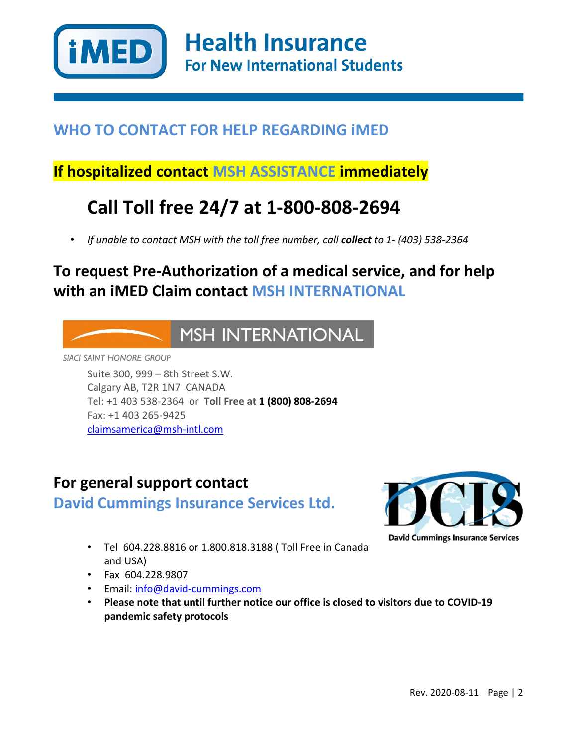# Health Insurance
## For New International Students

## WHO TO CONTACT FOR HELP REGARDING iMED

### If hospitalized contact MSH ASSISTANCE immediately

## Call Toll free 24/7 at 1-800-808-2694

- *If unable to contact MSH with the toll free number, call* ***collect*** *to 1- (403) 538-2364*

### To request Pre-Authorization of a medical service, and for help with an iMED Claim contact MSH INTERNATIONAL

MSH INTERNATIONAL

*SIACI SAINT HONORE GROUP*

Suite 300, 999 – 8th Street S.W.
Calgary AB, T2R 1N7 CANADA
Tel: +1 403 538-2364 or **Toll Free at 1 (800) 808-2694**
Fax: +1 403 265-9425
claimsamerica@msh-intl.com

### For general support contact David Cummings Insurance Services Ltd.

DCIS
David Cummings Insurance Services

- Tel 604.228.8816 or 1.800.818.3188 ( Toll Free in Canada and USA)
- Fax 604.228.9807
- Email: info@david-cummings.com
- **Please note that until further notice our office is closed to visitors due to COVID-19 pandemic safety protocols**

Rev. 2020-08-11